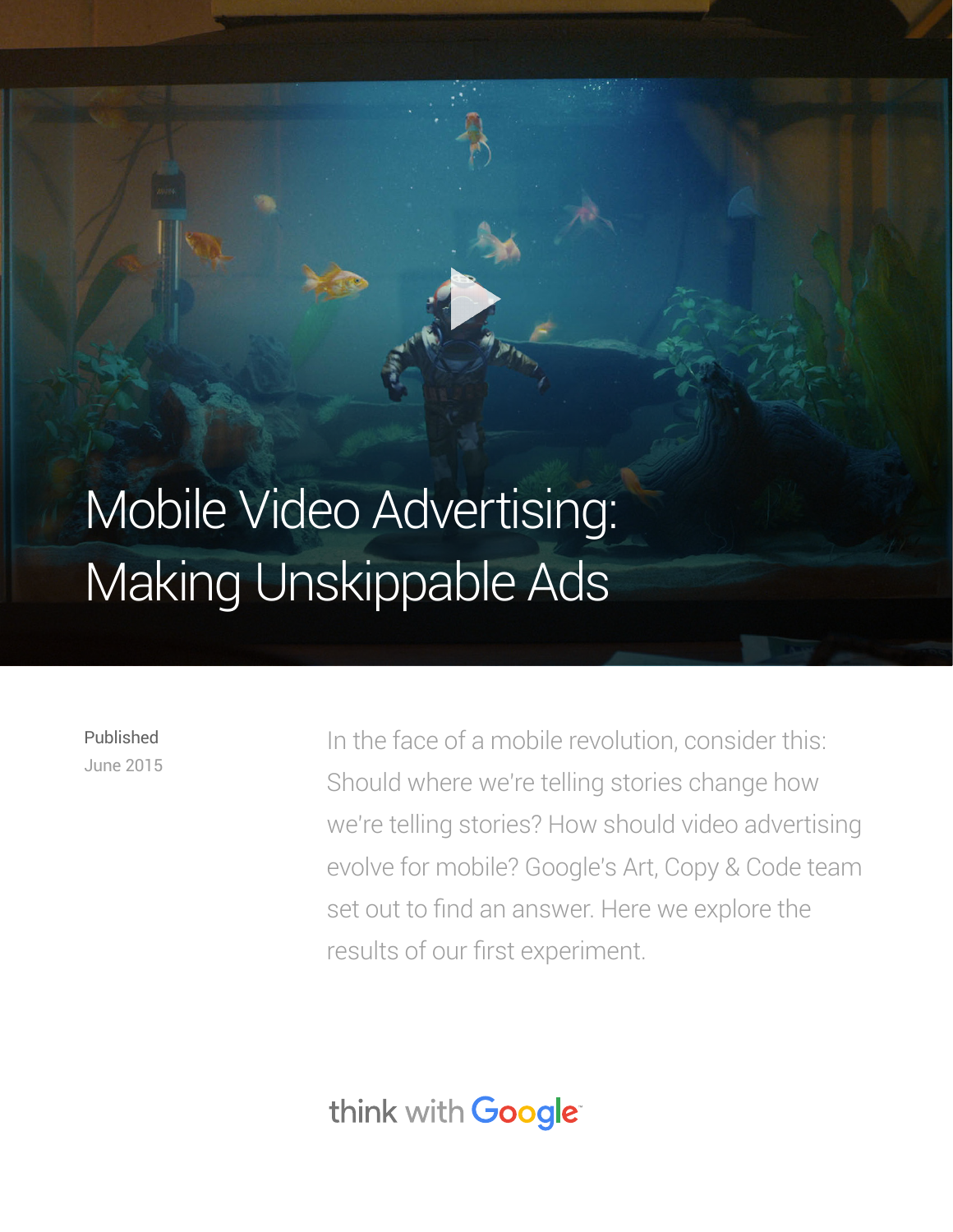# Mobile Video Advertising: Making Unskippable Ads

Published
June 2015

In the face of a mobile revolution, consider this: Should where we're telling stories change how we're telling stories? How should video advertising evolve for mobile? Google's Art, Copy & Code team set out to find an answer. Here we explore the results of our first experiment.

think with Google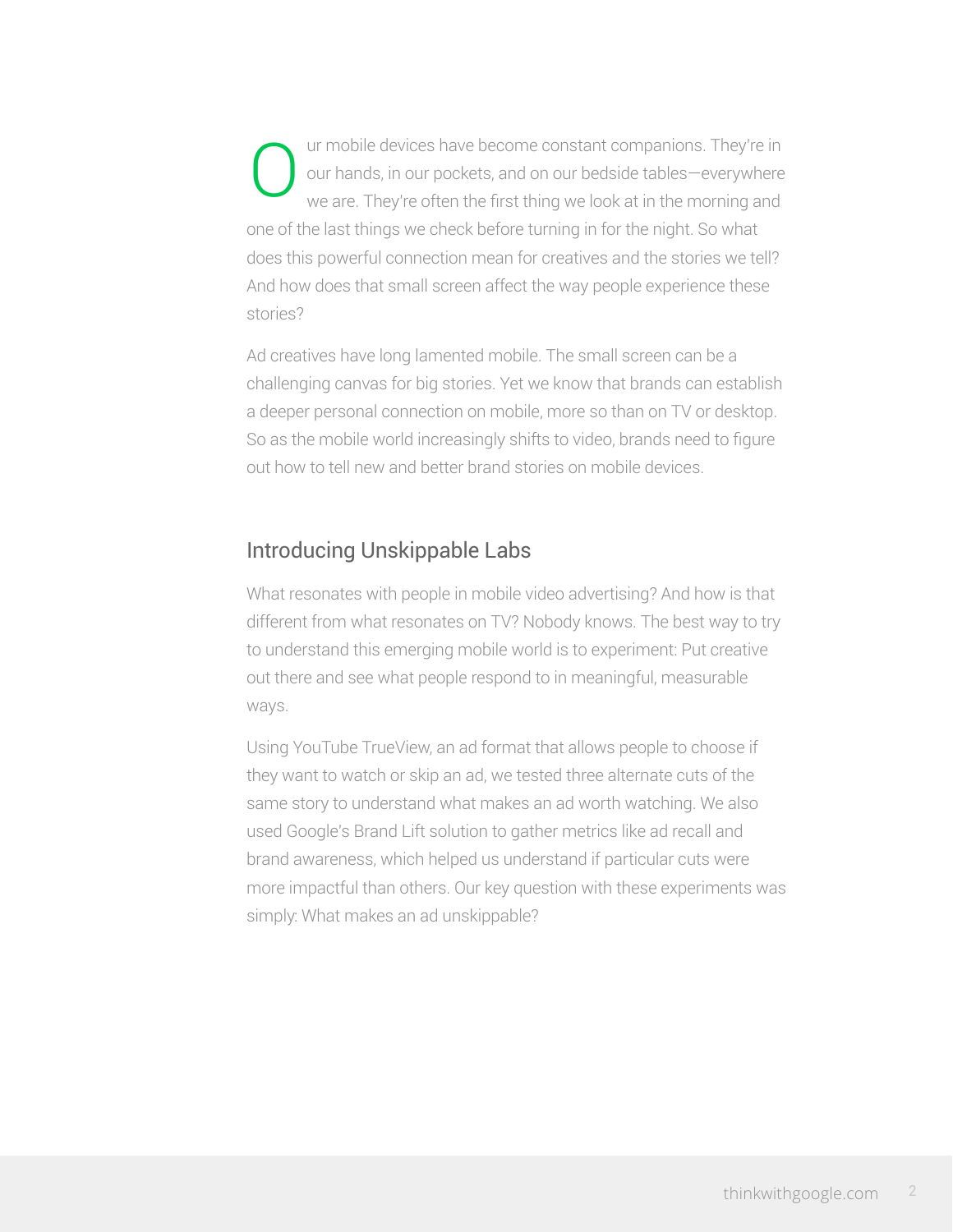Our mobile devices have become constant companions. They're in our hands, in our pockets, and on our bedside tables—everywhere we are. They're often the first thing we look at in the morning and one of the last things we check before turning in for the night. So what does this powerful connection mean for creatives and the stories we tell? And how does that small screen affect the way people experience these stories?

Ad creatives have long lamented mobile. The small screen can be a challenging canvas for big stories. Yet we know that brands can establish a deeper personal connection on mobile, more so than on TV or desktop. So as the mobile world increasingly shifts to video, brands need to figure out how to tell new and better brand stories on mobile devices.

## Introducing Unskippable Labs

What resonates with people in mobile video advertising? And how is that different from what resonates on TV? Nobody knows. The best way to try to understand this emerging mobile world is to experiment: Put creative out there and see what people respond to in meaningful, measurable ways.

Using YouTube TrueView, an ad format that allows people to choose if they want to watch or skip an ad, we tested three alternate cuts of the same story to understand what makes an ad worth watching. We also used Google's Brand Lift solution to gather metrics like ad recall and brand awareness, which helped us understand if particular cuts were more impactful than others. Our key question with these experiments was simply: What makes an ad unskippable?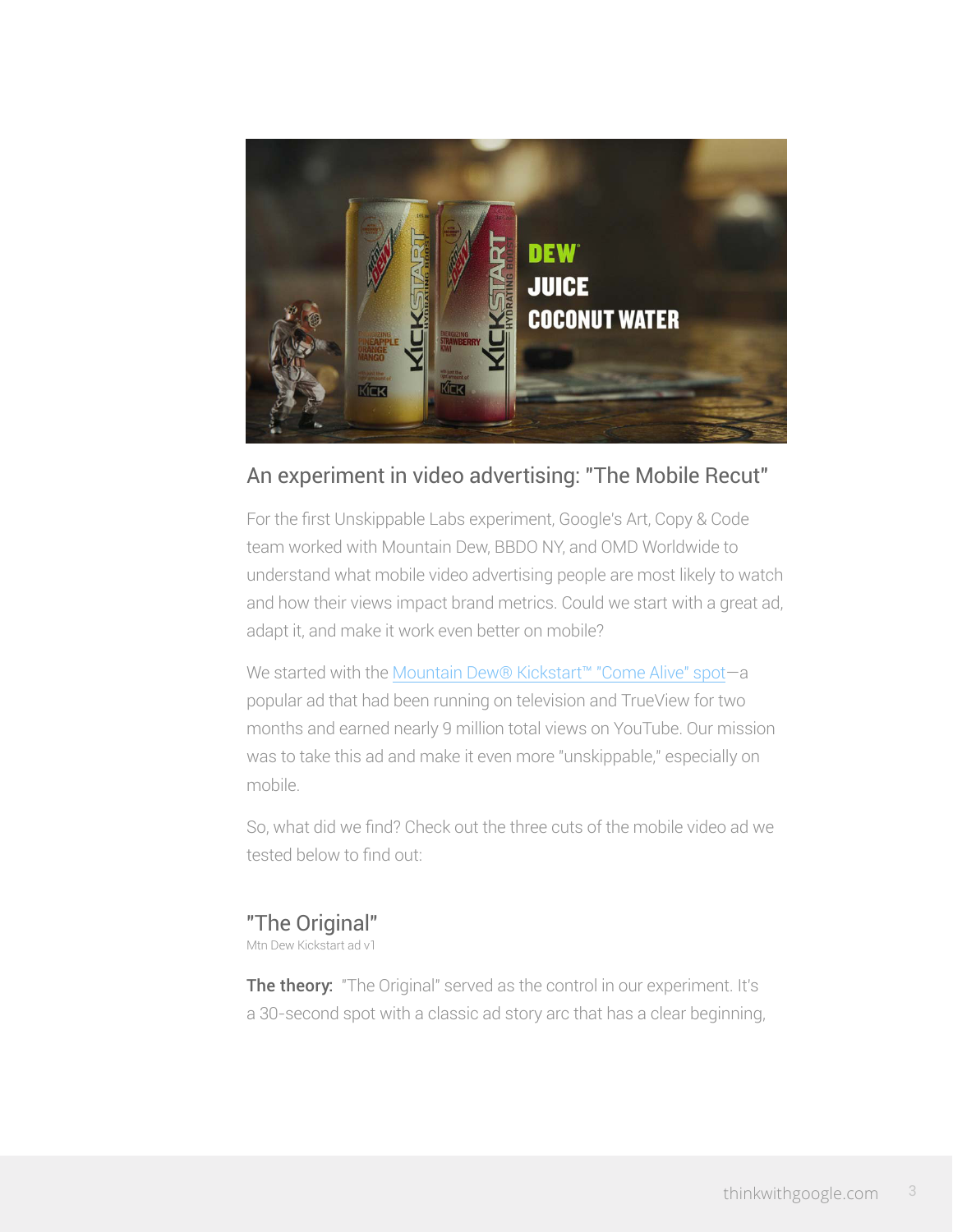## An experiment in video advertising: "The Mobile Recut"

For the first Unskippable Labs experiment, Google's Art, Copy & Code team worked with Mountain Dew, BBDO NY, and OMD Worldwide to understand what mobile video advertising people are most likely to watch and how their views impact brand metrics. Could we start with a great ad, adapt it, and make it work even better on mobile?

We started with the Mountain Dew® Kickstart™ "Come Alive" spot—a popular ad that had been running on television and TrueView for two months and earned nearly 9 million total views on YouTube. Our mission was to take this ad and make it even more "unskippable," especially on mobile.

So, what did we find? Check out the three cuts of the mobile video ad we tested below to find out:

### "The Original"

Mtn Dew Kickstart ad v1

**The theory:** "The Original" served as the control in our experiment. It's a 30-second spot with a classic ad story arc that has a clear beginning,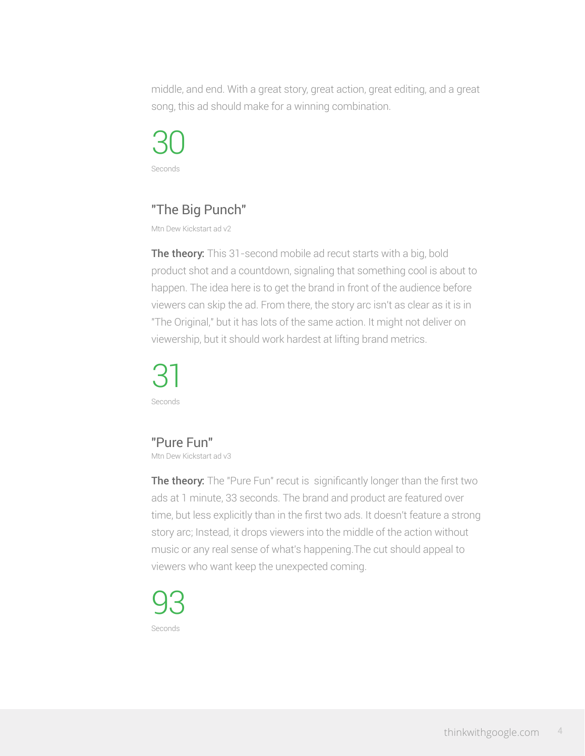middle, and end. With a great story, great action, great editing, and a great song, this ad should make for a winning combination.

30

Seconds

## "The Big Punch"

Mtn Dew Kickstart ad v2

**The theory:** This 31-second mobile ad recut starts with a big, bold product shot and a countdown, signaling that something cool is about to happen. The idea here is to get the brand in front of the audience before viewers can skip the ad. From there, the story arc isn't as clear as it is in "The Original," but it has lots of the same action. It might not deliver on viewership, but it should work hardest at lifting brand metrics.

31

Seconds

## "Pure Fun"

Mtn Dew Kickstart ad v3

**The theory:** The "Pure Fun" recut is significantly longer than the first two ads at 1 minute, 33 seconds. The brand and product are featured over time, but less explicitly than in the first two ads. It doesn't feature a strong story arc; Instead, it drops viewers into the middle of the action without music or any real sense of what's happening.The cut should appeal to viewers who want keep the unexpected coming.

93

Seconds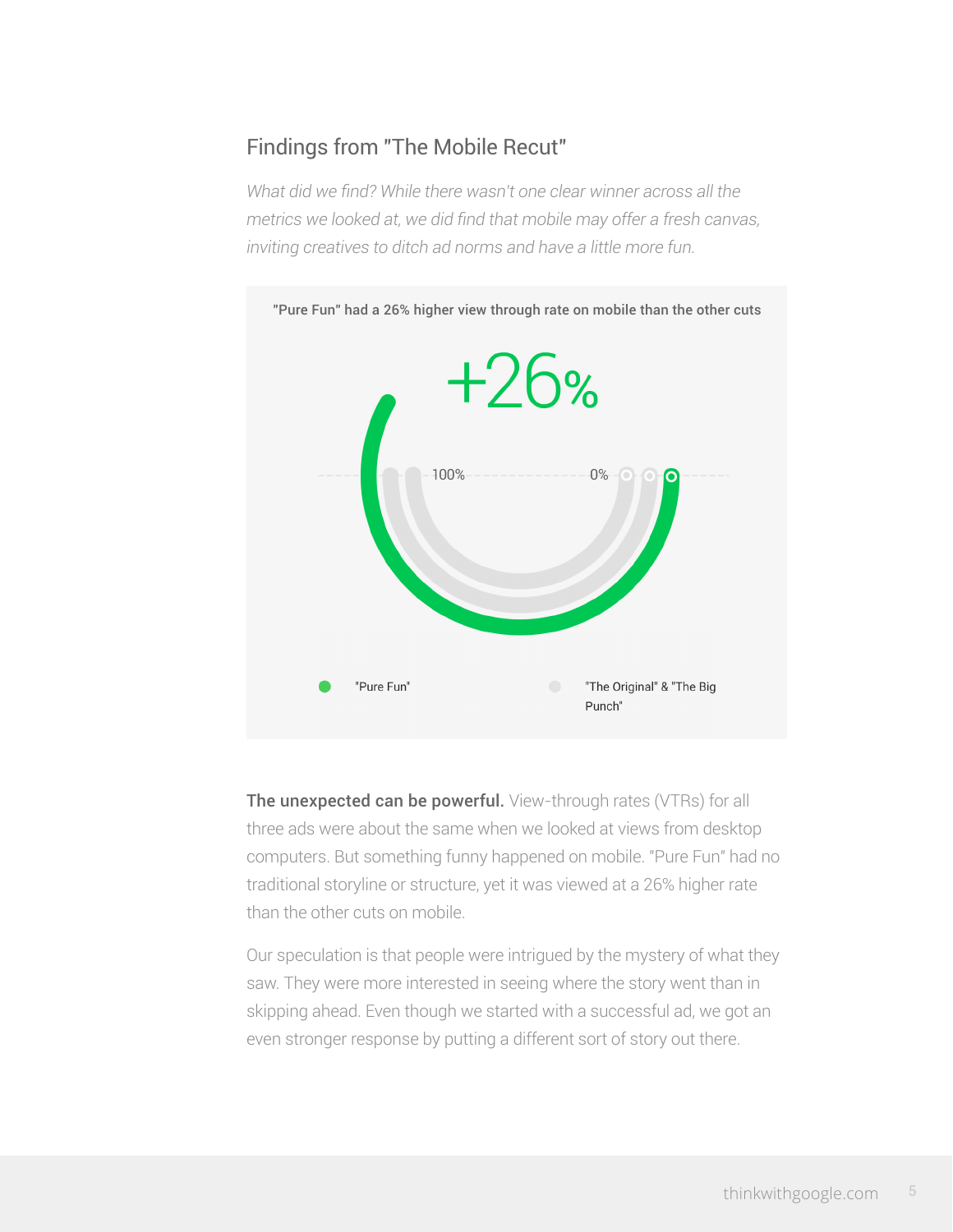## Findings from "The Mobile Recut"

*What did we find? While there wasn't one clear winner across all the metrics we looked at, we did find that mobile may offer a fresh canvas, inviting creatives to ditch ad norms and have a little more fun.*

**"Pure Fun" had a 26% higher view through rate on mobile than the other cuts**

+26%

100%

0%

"Pure Fun"

"The Original" & "The Big Punch"

**The unexpected can be powerful.** View-through rates (VTRs) for all three ads were about the same when we looked at views from desktop computers. But something funny happened on mobile. "Pure Fun" had no traditional storyline or structure, yet it was viewed at a 26% higher rate than the other cuts on mobile.

Our speculation is that people were intrigued by the mystery of what they saw. They were more interested in seeing where the story went than in skipping ahead. Even though we started with a successful ad, we got an even stronger response by putting a different sort of story out there.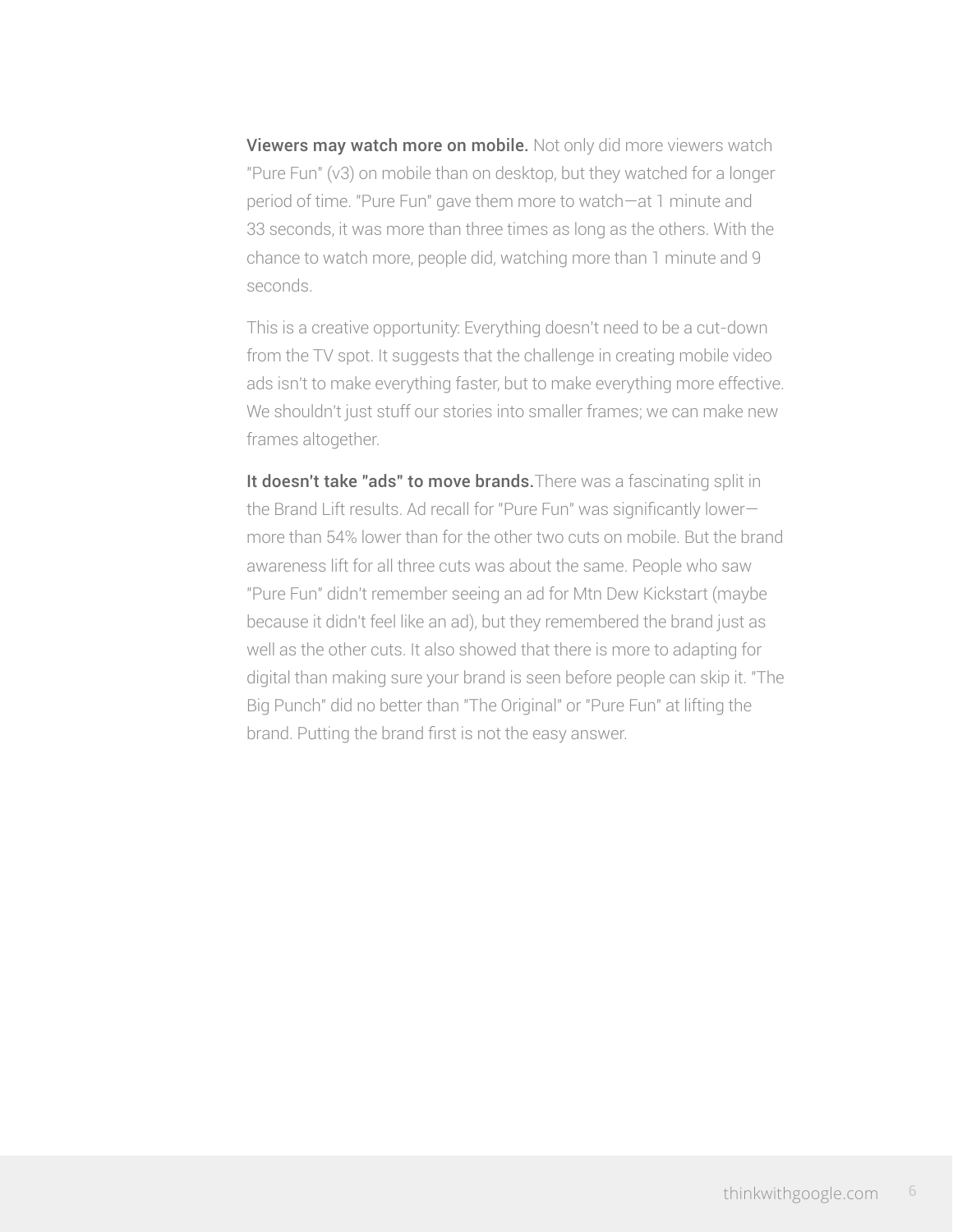**Viewers may watch more on mobile.** Not only did more viewers watch "Pure Fun" (v3) on mobile than on desktop, but they watched for a longer period of time. "Pure Fun" gave them more to watch—at 1 minute and 33 seconds, it was more than three times as long as the others. With the chance to watch more, people did, watching more than 1 minute and 9 seconds.

This is a creative opportunity: Everything doesn't need to be a cut-down from the TV spot. It suggests that the challenge in creating mobile video ads isn't to make everything faster, but to make everything more effective. We shouldn't just stuff our stories into smaller frames; we can make new frames altogether.

**It doesn't take "ads" to move brands.** There was a fascinating split in the Brand Lift results. Ad recall for "Pure Fun" was significantly lower—more than 54% lower than for the other two cuts on mobile. But the brand awareness lift for all three cuts was about the same. People who saw "Pure Fun" didn't remember seeing an ad for Mtn Dew Kickstart (maybe because it didn't feel like an ad), but they remembered the brand just as well as the other cuts. It also showed that there is more to adapting for digital than making sure your brand is seen before people can skip it. "The Big Punch" did no better than "The Original" or "Pure Fun" at lifting the brand. Putting the brand first is not the easy answer.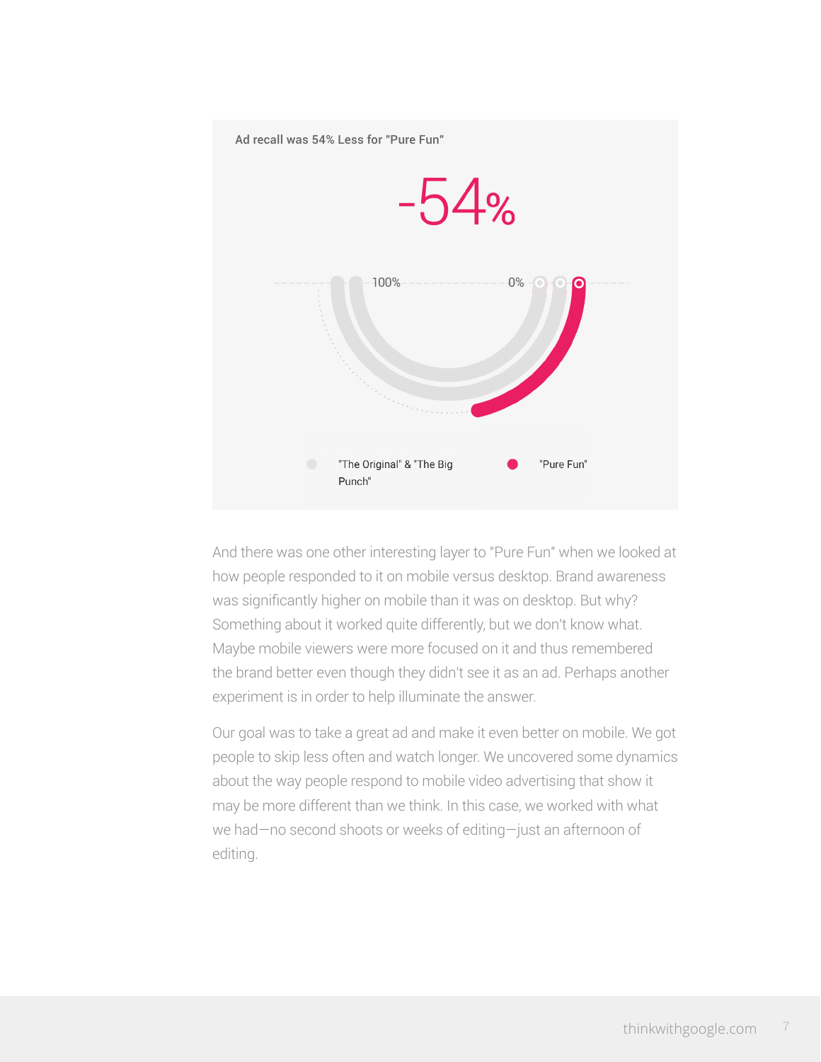Ad recall was 54% Less for "Pure Fun"

-54%

100% 0%

"The Original" & "The Big Punch" "Pure Fun"

And there was one other interesting layer to "Pure Fun" when we looked at how people responded to it on mobile versus desktop. Brand awareness was significantly higher on mobile than it was on desktop. But why? Something about it worked quite differently, but we don't know what. Maybe mobile viewers were more focused on it and thus remembered the brand better even though they didn't see it as an ad. Perhaps another experiment is in order to help illuminate the answer.

Our goal was to take a great ad and make it even better on mobile. We got people to skip less often and watch longer. We uncovered some dynamics about the way people respond to mobile video advertising that show it may be more different than we think. In this case, we worked with what we had—no second shoots or weeks of editing—just an afternoon of editing.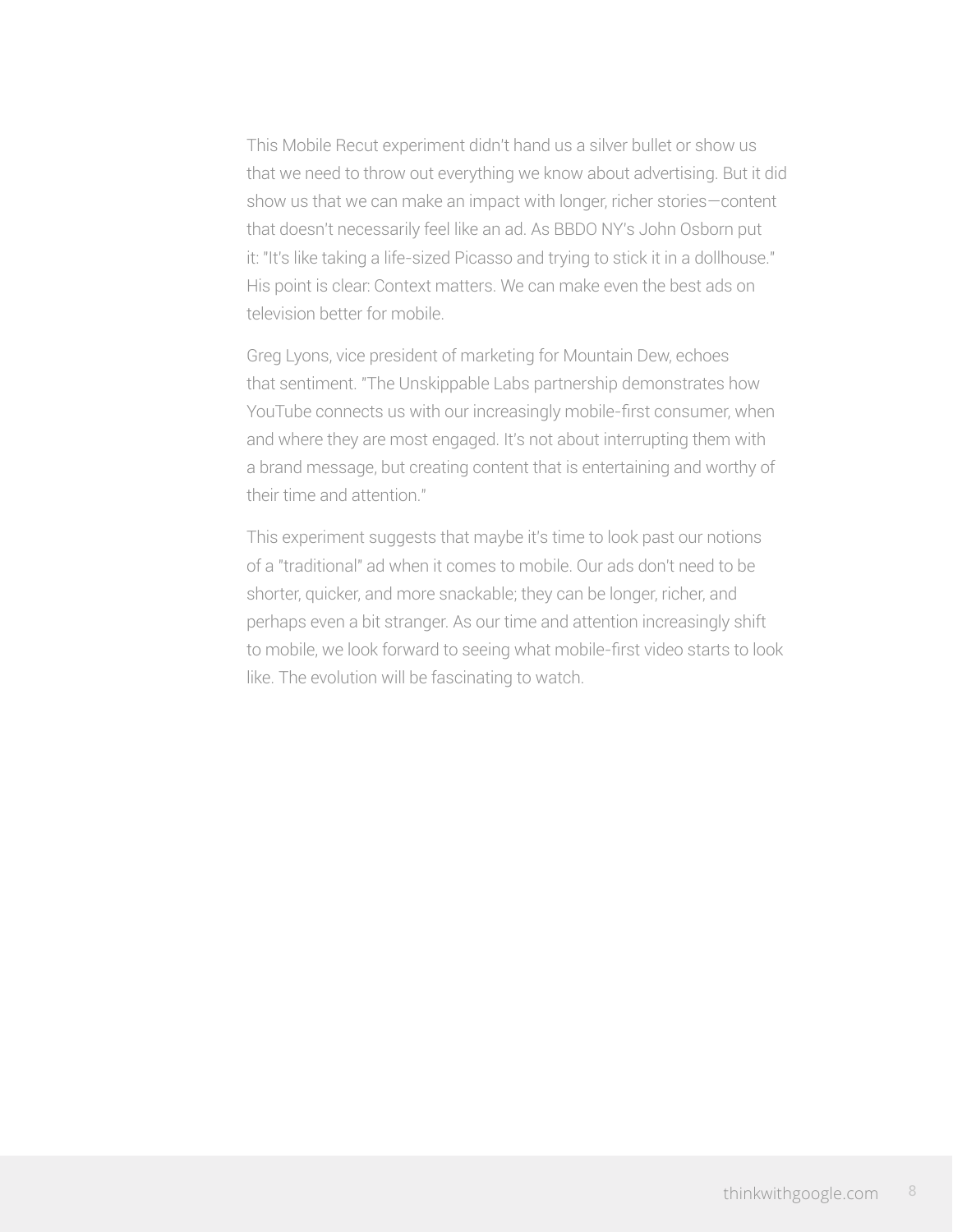This Mobile Recut experiment didn't hand us a silver bullet or show us that we need to throw out everything we know about advertising. But it did show us that we can make an impact with longer, richer stories—content that doesn't necessarily feel like an ad. As BBDO NY's John Osborn put it: "It's like taking a life-sized Picasso and trying to stick it in a dollhouse." His point is clear: Context matters. We can make even the best ads on television better for mobile.

Greg Lyons, vice president of marketing for Mountain Dew, echoes that sentiment. "The Unskippable Labs partnership demonstrates how YouTube connects us with our increasingly mobile-first consumer, when and where they are most engaged. It's not about interrupting them with a brand message, but creating content that is entertaining and worthy of their time and attention."

This experiment suggests that maybe it's time to look past our notions of a "traditional" ad when it comes to mobile. Our ads don't need to be shorter, quicker, and more snackable; they can be longer, richer, and perhaps even a bit stranger. As our time and attention increasingly shift to mobile, we look forward to seeing what mobile-first video starts to look like. The evolution will be fascinating to watch.